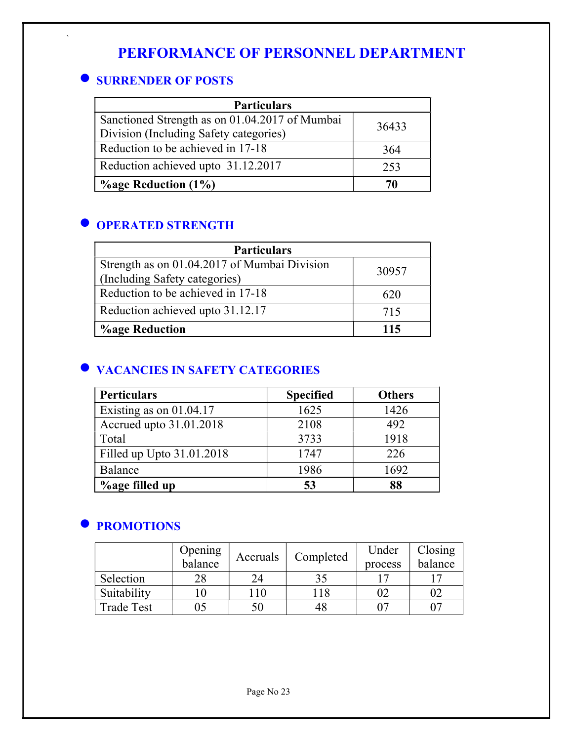# PERFORMANCE OF PERSONNEL DEPARTMENT

## SURRENDER OF POSTS

| Particulars | |
|---|---|
| Sanctioned Strength as on 01.04.2017 of Mumbai Division (Including Safety categories) | 36433 |
| Reduction to be achieved in 17-18 | 364 |
| Reduction achieved upto 31.12.2017 | 253 |
| **%age Reduction (1%)** | **70** |

## OPERATED STRENGTH

| Particulars | |
|---|---|
| Strength as on 01.04.2017 of Mumbai Division (Including Safety categories) | 30957 |
| Reduction to be achieved in 17-18 | 620 |
| Reduction achieved upto 31.12.17 | 715 |
| **%age Reduction** | **115** |

## VACANCIES IN SAFETY CATEGORIES

| Perticulars | Specified | Others |
|---|---|---|
| Existing as on 01.04.17 | 1625 | 1426 |
| Accrued upto 31.01.2018 | 2108 | 492 |
| Total | 3733 | 1918 |
| Filled up Upto 31.01.2018 | 1747 | 226 |
| Balance | 1986 | 1692 |
| **%age filled up** | **53** | **88** |

## PROMOTIONS

| | Opening balance | Accruals | Completed | Under process | Closing balance |
|---|---|---|---|---|---|
| Selection | 28 | 24 | 35 | 17 | 17 |
| Suitability | 10 | 110 | 118 | 02 | 02 |
| Trade Test | 05 | 50 | 48 | 07 | 07 |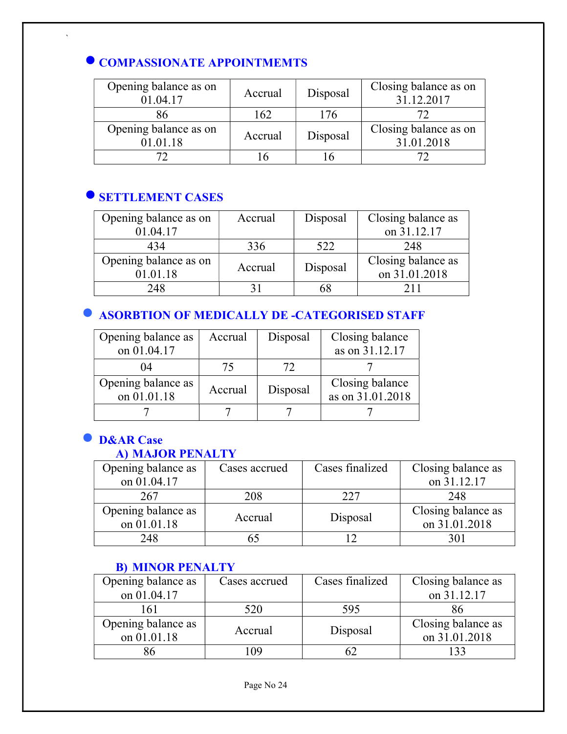- **COMPASSIONATE APPOINTMEMTS**

| Opening balance as on 01.04.17 | Accrual | Disposal | Closing balance as on 31.12.2017 |
|---|---|---|---|
| 86 | 162 | 176 | 72 |
| Opening balance as on 01.01.18 | Accrual | Disposal | Closing balance as on 31.01.2018 |
| 72 | 16 | 16 | 72 |

- **SETTLEMENT CASES**

| Opening balance as on 01.04.17 | Accrual | Disposal | Closing balance as on 31.12.17 |
|---|---|---|---|
| 434 | 336 | 522 | 248 |
| Opening balance as on 01.01.18 | Accrual | Disposal | Closing balance as on 31.01.2018 |
| 248 | 31 | 68 | 211 |

- **ASORBTION OF MEDICALLY DE -CATEGORISED STAFF**

| Opening balance as on 01.04.17 | Accrual | Disposal | Closing balance as on 31.12.17 |
|---|---|---|---|
| 04 | 75 | 72 | 7 |
| Opening balance as on 01.01.18 | Accrual | Disposal | Closing balance as on 31.01.2018 |
| 7 | 7 | 7 | 7 |

- **D&AR Case**

**A) MAJOR PENALTY**

| Opening balance as on 01.04.17 | Cases accrued | Cases finalized | Closing balance as on 31.12.17 |
|---|---|---|---|
| 267 | 208 | 227 | 248 |
| Opening balance as on 01.01.18 | Accrual | Disposal | Closing balance as on 31.01.2018 |
| 248 | 65 | 12 | 301 |

**B) MINOR PENALTY**

| Opening balance as on 01.04.17 | Cases accrued | Cases finalized | Closing balance as on 31.12.17 |
|---|---|---|---|
| 161 | 520 | 595 | 86 |
| Opening balance as on 01.01.18 | Accrual | Disposal | Closing balance as on 31.01.2018 |
| 86 | 109 | 62 | 133 |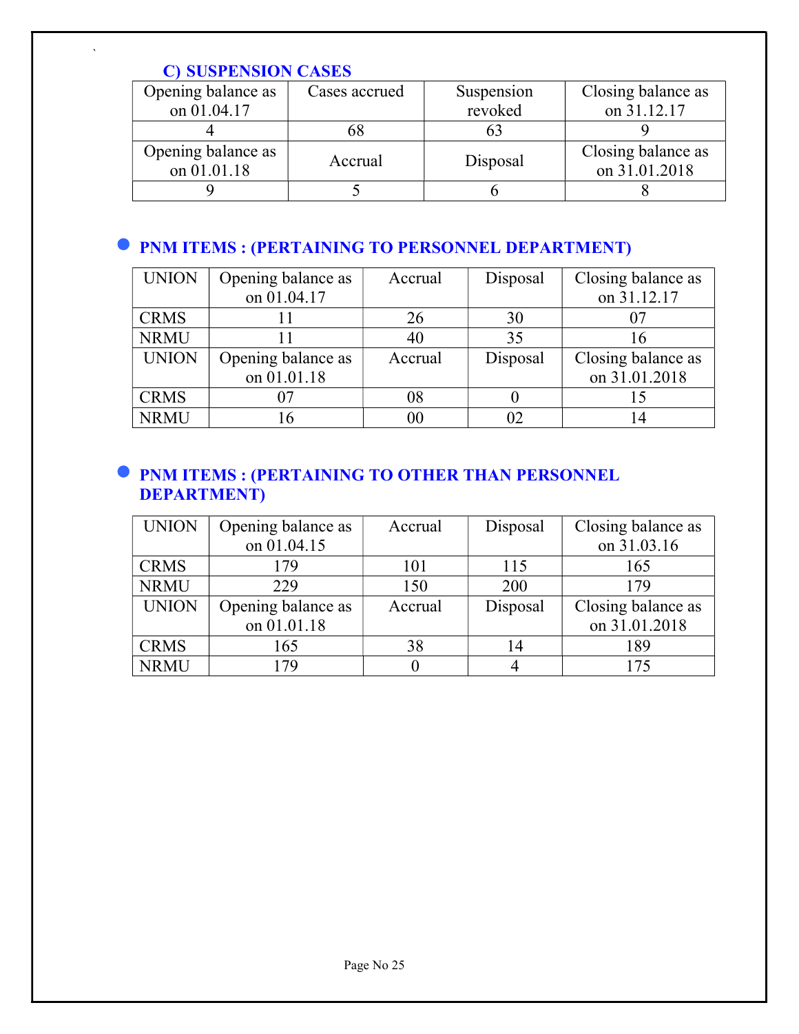### C) SUSPENSION CASES

| Opening balance as on 01.04.17 | Cases accrued | Suspension revoked | Closing balance as on 31.12.17 |
|---|---|---|---|
| 4 | 68 | 63 | 9 |
| Opening balance as on 01.01.18 | Accrual | Disposal | Closing balance as on 31.01.2018 |
| 9 | 5 | 6 | 8 |

- **PNM ITEMS : (PERTAINING TO PERSONNEL DEPARTMENT)**

| UNION | Opening balance as on 01.04.17 | Accrual | Disposal | Closing balance as on 31.12.17 |
|---|---|---|---|---|
| CRMS | 11 | 26 | 30 | 07 |
| NRMU | 11 | 40 | 35 | 16 |
| UNION | Opening balance as on 01.01.18 | Accrual | Disposal | Closing balance as on 31.01.2018 |
| CRMS | 07 | 08 | 0 | 15 |
| NRMU | 16 | 00 | 02 | 14 |

- **PNM ITEMS : (PERTAINING TO OTHER THAN PERSONNEL DEPARTMENT)**

| UNION | Opening balance as on 01.04.15 | Accrual | Disposal | Closing balance as on 31.03.16 |
|---|---|---|---|---|
| CRMS | 179 | 101 | 115 | 165 |
| NRMU | 229 | 150 | 200 | 179 |
| UNION | Opening balance as on 01.01.18 | Accrual | Disposal | Closing balance as on 31.01.2018 |
| CRMS | 165 | 38 | 14 | 189 |
| NRMU | 179 | 0 | 4 | 175 |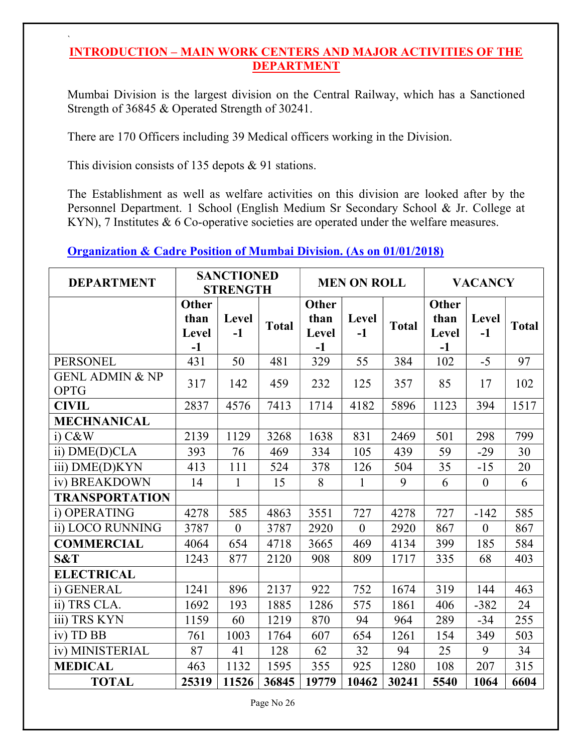## INTRODUCTION – MAIN WORK CENTERS AND MAJOR ACTIVITIES OF THE DEPARTMENT

Mumbai Division is the largest division on the Central Railway, which has a Sanctioned Strength of 36845 & Operated Strength of 30241.

There are 170 Officers including 39 Medical officers working in the Division.

This division consists of 135 depots & 91 stations.

The Establishment as well as welfare activities on this division are looked after by the Personnel Department. 1 School (English Medium Sr Secondary School & Jr. College at KYN), 7 Institutes & 6 Co-operative societies are operated under the welfare measures.

### Organization & Cadre Position of Mumbai Division. (As on 01/01/2018)

| DEPARTMENT | SANCTIONED STRENGTH | | | MEN ON ROLL | | | VACANCY | | |
|---|---|---|---|---|---|---|---|---|---|
| | Other than Level -1 | Level -1 | Total | Other than Level -1 | Level -1 | Total | Other than Level -1 | Level -1 | Total |
| PERSONEL | 431 | 50 | 481 | 329 | 55 | 384 | 102 | -5 | 97 |
| GENL ADMIN & NP OPTG | 317 | 142 | 459 | 232 | 125 | 357 | 85 | 17 | 102 |
| **CIVIL** | 2837 | 4576 | 7413 | 1714 | 4182 | 5896 | 1123 | 394 | 1517 |
| **MECHNANICAL** | | | | | | | | | |
| i) C&W | 2139 | 1129 | 3268 | 1638 | 831 | 2469 | 501 | 298 | 799 |
| ii) DME(D)CLA | 393 | 76 | 469 | 334 | 105 | 439 | 59 | -29 | 30 |
| iii) DME(D)KYN | 413 | 111 | 524 | 378 | 126 | 504 | 35 | -15 | 20 |
| iv) BREAKDOWN | 14 | 1 | 15 | 8 | 1 | 9 | 6 | 0 | 6 |
| **TRANSPORTATION** | | | | | | | | | |
| i) OPERATING | 4278 | 585 | 4863 | 3551 | 727 | 4278 | 727 | -142 | 585 |
| ii) LOCO RUNNING | 3787 | 0 | 3787 | 2920 | 0 | 2920 | 867 | 0 | 867 |
| **COMMERCIAL** | 4064 | 654 | 4718 | 3665 | 469 | 4134 | 399 | 185 | 584 |
| **S&T** | 1243 | 877 | 2120 | 908 | 809 | 1717 | 335 | 68 | 403 |
| **ELECTRICAL** | | | | | | | | | |
| i) GENERAL | 1241 | 896 | 2137 | 922 | 752 | 1674 | 319 | 144 | 463 |
| ii) TRS CLA. | 1692 | 193 | 1885 | 1286 | 575 | 1861 | 406 | -382 | 24 |
| iii) TRS KYN | 1159 | 60 | 1219 | 870 | 94 | 964 | 289 | -34 | 255 |
| iv) TD BB | 761 | 1003 | 1764 | 607 | 654 | 1261 | 154 | 349 | 503 |
| iv) MINISTERIAL | 87 | 41 | 128 | 62 | 32 | 94 | 25 | 9 | 34 |
| **MEDICAL** | 463 | 1132 | 1595 | 355 | 925 | 1280 | 108 | 207 | 315 |
| **TOTAL** | **25319** | **11526** | **36845** | **19779** | **10462** | **30241** | **5540** | **1064** | **6604** |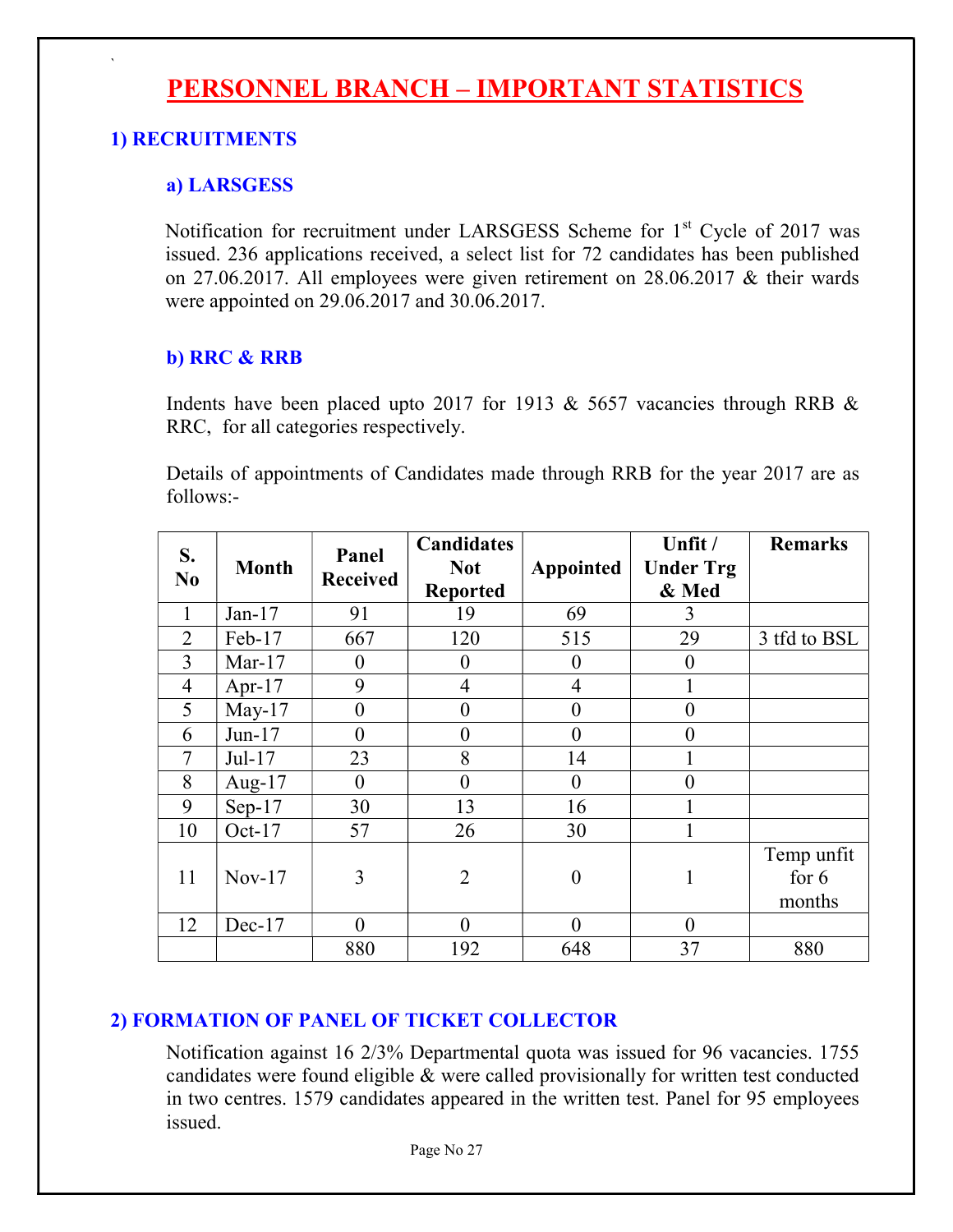# PERSONNEL BRANCH – IMPORTANT STATISTICS

## 1) RECRUITMENTS

### a) LARSGESS

Notification for recruitment under LARSGESS Scheme for 1st Cycle of 2017 was issued. 236 applications received, a select list for 72 candidates has been published on 27.06.2017. All employees were given retirement on 28.06.2017 & their wards were appointed on 29.06.2017 and 30.06.2017.

### b) RRC & RRB

Indents have been placed upto 2017 for 1913 & 5657 vacancies through RRB & RRC, for all categories respectively.

Details of appointments of Candidates made through RRB for the year 2017 are as follows:-

| S. No | Month | Panel Received | Candidates Not Reported | Appointed | Unfit / Under Trg & Med | Remarks |
|---|---|---|---|---|---|---|
| 1 | Jan-17 | 91 | 19 | 69 | 3 | |
| 2 | Feb-17 | 667 | 120 | 515 | 29 | 3 tfd to BSL |
| 3 | Mar-17 | 0 | 0 | 0 | 0 | |
| 4 | Apr-17 | 9 | 4 | 4 | 1 | |
| 5 | May-17 | 0 | 0 | 0 | 0 | |
| 6 | Jun-17 | 0 | 0 | 0 | 0 | |
| 7 | Jul-17 | 23 | 8 | 14 | 1 | |
| 8 | Aug-17 | 0 | 0 | 0 | 0 | |
| 9 | Sep-17 | 30 | 13 | 16 | 1 | |
| 10 | Oct-17 | 57 | 26 | 30 | 1 | |
| 11 | Nov-17 | 3 | 2 | 0 | 1 | Temp unfit for 6 months |
| 12 | Dec-17 | 0 | 0 | 0 | 0 | |
| | | 880 | 192 | 648 | 37 | 880 |

## 2) FORMATION OF PANEL OF TICKET COLLECTOR

Notification against 16 2/3% Departmental quota was issued for 96 vacancies. 1755 candidates were found eligible & were called provisionally for written test conducted in two centres. 1579 candidates appeared in the written test. Panel for 95 employees issued.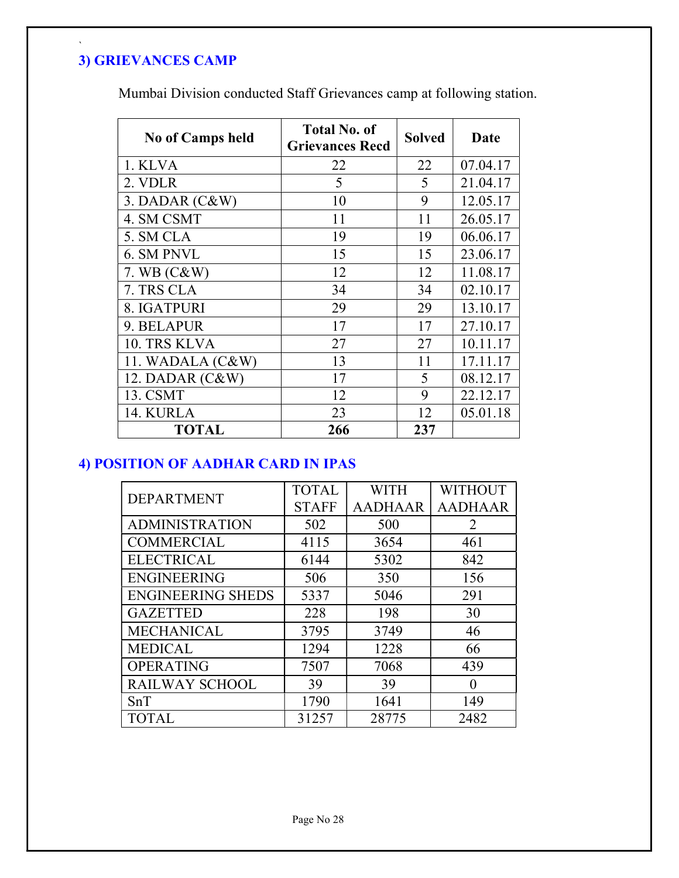## 3) GRIEVANCES CAMP

Mumbai Division conducted Staff Grievances camp at following station.

| No of Camps held | Total No. of Grievances Recd | Solved | Date |
|---|---|---|---|
| 1. KLVA | 22 | 22 | 07.04.17 |
| 2. VDLR | 5 | 5 | 21.04.17 |
| 3. DADAR (C&W) | 10 | 9 | 12.05.17 |
| 4. SM CSMT | 11 | 11 | 26.05.17 |
| 5. SM CLA | 19 | 19 | 06.06.17 |
| 6. SM PNVL | 15 | 15 | 23.06.17 |
| 7. WB (C&W) | 12 | 12 | 11.08.17 |
| 7. TRS CLA | 34 | 34 | 02.10.17 |
| 8. IGATPURI | 29 | 29 | 13.10.17 |
| 9. BELAPUR | 17 | 17 | 27.10.17 |
| 10. TRS KLVA | 27 | 27 | 10.11.17 |
| 11. WADALA (C&W) | 13 | 11 | 17.11.17 |
| 12. DADAR (C&W) | 17 | 5 | 08.12.17 |
| 13. CSMT | 12 | 9 | 22.12.17 |
| 14. KURLA | 23 | 12 | 05.01.18 |
| **TOTAL** | **266** | **237** | |

## 4) POSITION OF AADHAR CARD IN IPAS

| DEPARTMENT | TOTAL STAFF | WITH AADHAAR | WITHOUT AADHAAR |
|---|---|---|---|
| ADMINISTRATION | 502 | 500 | 2 |
| COMMERCIAL | 4115 | 3654 | 461 |
| ELECTRICAL | 6144 | 5302 | 842 |
| ENGINEERING | 506 | 350 | 156 |
| ENGINEERING SHEDS | 5337 | 5046 | 291 |
| GAZETTED | 228 | 198 | 30 |
| MECHANICAL | 3795 | 3749 | 46 |
| MEDICAL | 1294 | 1228 | 66 |
| OPERATING | 7507 | 7068 | 439 |
| RAILWAY SCHOOL | 39 | 39 | 0 |
| SnT | 1790 | 1641 | 149 |
| TOTAL | 31257 | 28775 | 2482 |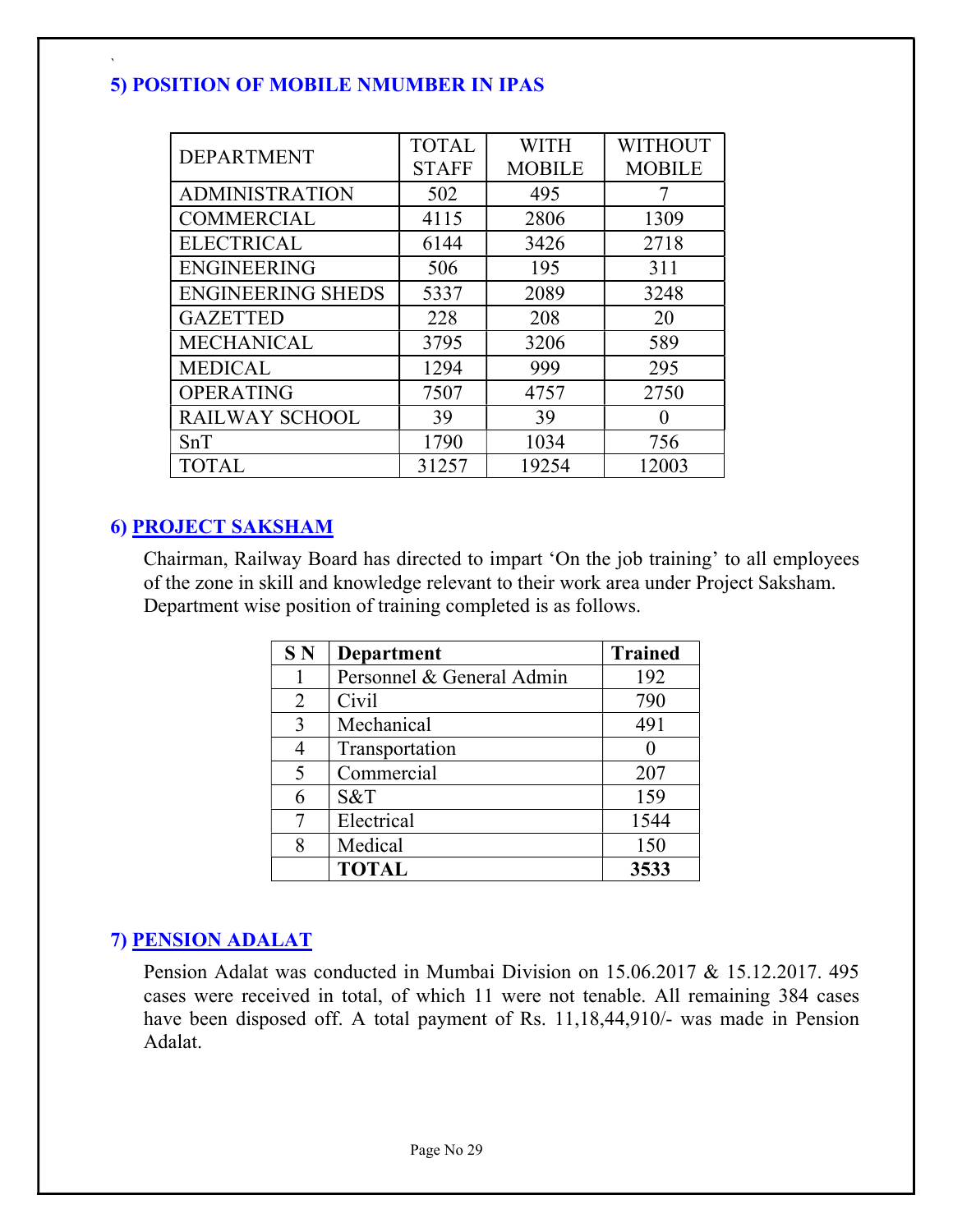## 5) POSITION OF MOBILE NMUMBER IN IPAS

| DEPARTMENT | TOTAL STAFF | WITH MOBILE | WITHOUT MOBILE |
|---|---|---|---|
| ADMINISTRATION | 502 | 495 | 7 |
| COMMERCIAL | 4115 | 2806 | 1309 |
| ELECTRICAL | 6144 | 3426 | 2718 |
| ENGINEERING | 506 | 195 | 311 |
| ENGINEERING SHEDS | 5337 | 2089 | 3248 |
| GAZETTED | 228 | 208 | 20 |
| MECHANICAL | 3795 | 3206 | 589 |
| MEDICAL | 1294 | 999 | 295 |
| OPERATING | 7507 | 4757 | 2750 |
| RAILWAY SCHOOL | 39 | 39 | 0 |
| SnT | 1790 | 1034 | 756 |
| TOTAL | 31257 | 19254 | 12003 |

## 6) PROJECT SAKSHAM

Chairman, Railway Board has directed to impart 'On the job training' to all employees of the zone in skill and knowledge relevant to their work area under Project Saksham. Department wise position of training completed is as follows.

| S N | Department | Trained |
|---|---|---|
| 1 | Personnel & General Admin | 192 |
| 2 | Civil | 790 |
| 3 | Mechanical | 491 |
| 4 | Transportation | 0 |
| 5 | Commercial | 207 |
| 6 | S&T | 159 |
| 7 | Electrical | 1544 |
| 8 | Medical | 150 |
| | **TOTAL** | **3533** |

## 7) PENSION ADALAT

Pension Adalat was conducted in Mumbai Division on 15.06.2017 & 15.12.2017. 495 cases were received in total, of which 11 were not tenable. All remaining 384 cases have been disposed off. A total payment of Rs. 11,18,44,910/- was made in Pension Adalat.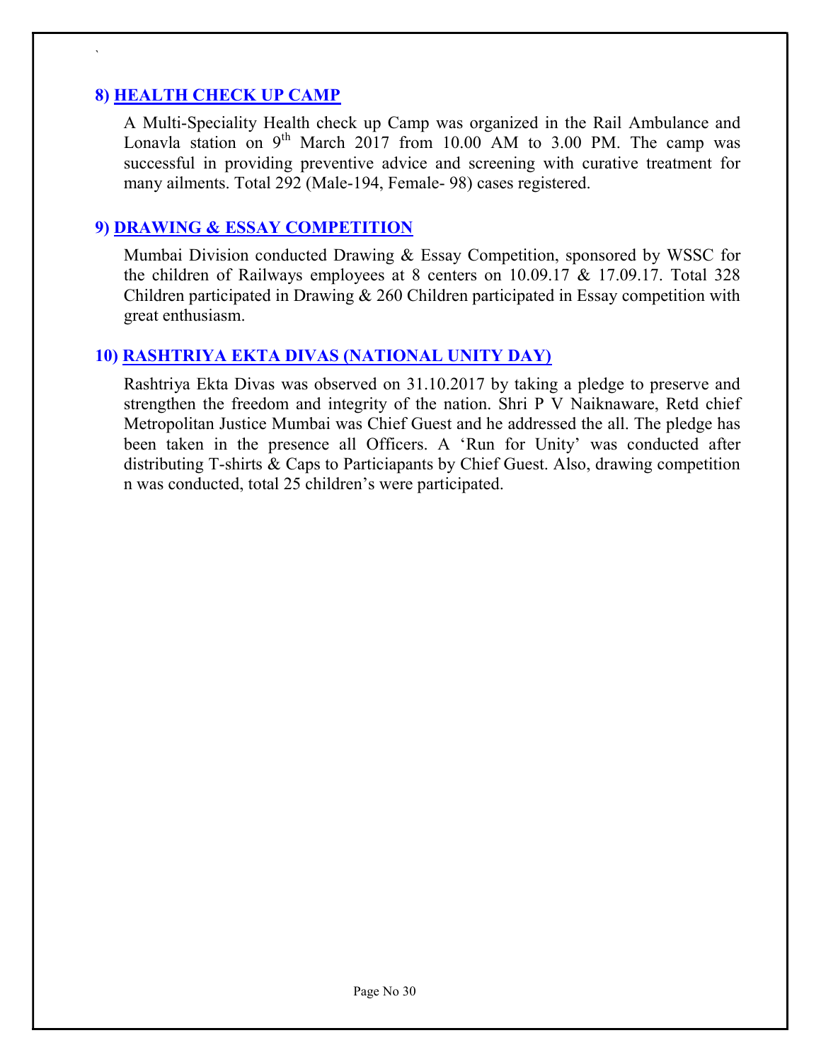## 8) HEALTH CHECK UP CAMP

A Multi-Speciality Health check up Camp was organized in the Rail Ambulance and Lonavla station on 9th March 2017 from 10.00 AM to 3.00 PM. The camp was successful in providing preventive advice and screening with curative treatment for many ailments. Total 292 (Male-194, Female- 98) cases registered.

## 9) DRAWING & ESSAY COMPETITION

Mumbai Division conducted Drawing & Essay Competition, sponsored by WSSC for the children of Railways employees at 8 centers on 10.09.17 & 17.09.17. Total 328 Children participated in Drawing & 260 Children participated in Essay competition with great enthusiasm.

## 10) RASHTRIYA EKTA DIVAS (NATIONAL UNITY DAY)

Rashtriya Ekta Divas was observed on 31.10.2017 by taking a pledge to preserve and strengthen the freedom and integrity of the nation. Shri P V Naiknaware, Retd chief Metropolitan Justice Mumbai was Chief Guest and he addressed the all. The pledge has been taken in the presence all Officers. A 'Run for Unity' was conducted after distributing T-shirts & Caps to Particiapants by Chief Guest. Also, drawing competition n was conducted, total 25 children's were participated.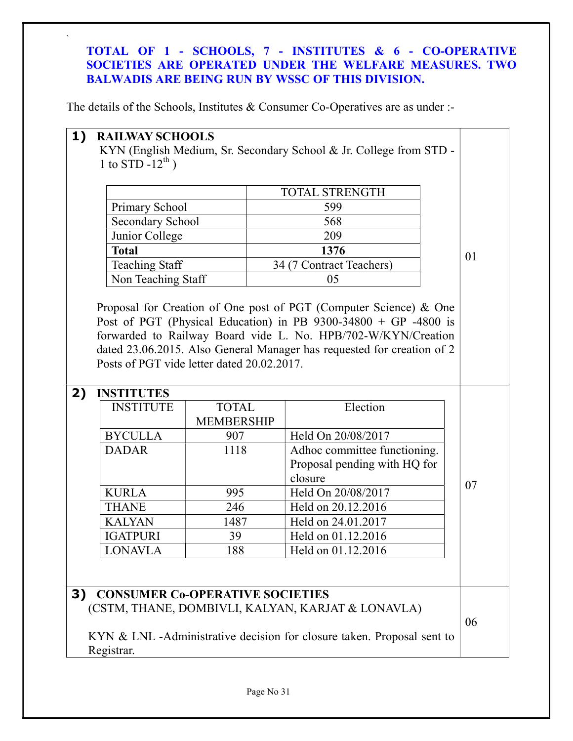**TOTAL OF 1 - SCHOOLS, 7 - INSTITUTES & 6 - CO-OPERATIVE SOCIETIES ARE OPERATED UNDER THE WELFARE MEASURES. TWO BALWADIS ARE BEING RUN BY WSSC OF THIS DIVISION.**

The details of the Schools, Institutes & Consumer Co-Operatives are as under :-

**1) RAILWAY SCHOOLS** — 01

KYN (English Medium, Sr. Secondary School & Jr. College from STD - 1 to STD -12th )

| | TOTAL STRENGTH |
|---|---|
| Primary School | 599 |
| Secondary School | 568 |
| Junior College | 209 |
| **Total** | **1376** |
| Teaching Staff | 34 (7 Contract Teachers) |
| Non Teaching Staff | 05 |

Proposal for Creation of One post of PGT (Computer Science) & One Post of PGT (Physical Education) in PB 9300-34800 + GP -4800 is forwarded to Railway Board vide L. No. HPB/702-W/KYN/Creation dated 23.06.2015. Also General Manager has requested for creation of 2 Posts of PGT vide letter dated 20.02.2017.

**2) INSTITUTES** — 07

| INSTITUTE | TOTAL MEMBERSHIP | Election |
|---|---|---|
| BYCULLA | 907 | Held On 20/08/2017 |
| DADAR | 1118 | Adhoc committee functioning. Proposal pending with HQ for closure |
| KURLA | 995 | Held On 20/08/2017 |
| THANE | 246 | Held on 20.12.2016 |
| KALYAN | 1487 | Held on 24.01.2017 |
| IGATPURI | 39 | Held on 01.12.2016 |
| LONAVLA | 188 | Held on 01.12.2016 |

**3) CONSUMER Co-OPERATIVE SOCIETIES** — 06

(CSTM, THANE, DOMBIVLI, KALYAN, KARJAT & LONAVLA)

KYN & LNL -Administrative decision for closure taken. Proposal sent to Registrar.